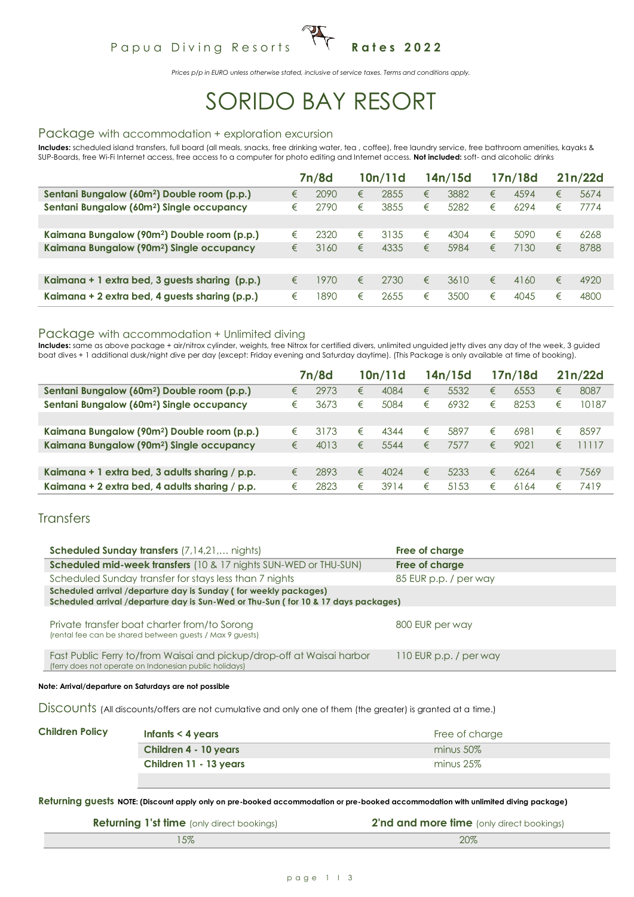Papua Diving Resorts **Rates 2022**

*Prices p/p in EURO unless otherwise stated, inclusive of service taxes. Terms and conditions apply.*

# SORIDO BAY RESORT

## Package with accommodation + exploration excursion

**Includes:** scheduled island transfers, full board (all meals, snacks, free drinking water, tea , coffee), free laundry service, free bathroom amenities, kayaks & SUP-Boards, free Wi-Fi Internet access, free access to a computer for photo editing and Internet access. **Not included:** soft- and alcoholic drinks

| | 7n/8d | 10n/11d | 14n/15d | 17n/18d | 21n/22d |
|---|---|---|---|---|---|
| **Sentani Bungalow (60m²) Double room (p.p.)** | € 2090 | € 2855 | € 3882 | € 4594 | € 5674 |
| **Sentani Bungalow (60m²) Single occupancy** | € 2790 | € 3855 | € 5282 | € 6294 | € 7774 |
| | | | | | |
| **Kaimana Bungalow (90m²) Double room (p.p.)** | € 2320 | € 3135 | € 4304 | € 5090 | € 6268 |
| **Kaimana Bungalow (90m²) Single occupancy** | € 3160 | € 4335 | € 5984 | € 7130 | € 8788 |
| | | | | | |
| **Kaimana + 1 extra bed, 3 guests sharing (p.p.)** | € 1970 | € 2730 | € 3610 | € 4160 | € 4920 |
| **Kaimana + 2 extra bed, 4 guests sharing (p.p.)** | € 1890 | € 2655 | € 3500 | € 4045 | € 4800 |

## Package with accommodation + Unlimited diving

**Includes:** same as above package + air/nitrox cylinder, weights, free Nitrox for certified divers, unlimited unguided jetty dives any day of the week, 3 guided boat dives + 1 additional dusk/night dive per day (except: Friday evening and Saturday daytime). (This Package is only available at time of booking).

| | 7n/8d | 10n/11d | 14n/15d | 17n/18d | 21n/22d |
|---|---|---|---|---|---|
| **Sentani Bungalow (60m²) Double room (p.p.)** | € 2973 | € 4084 | € 5532 | € 6553 | € 8087 |
| **Sentani Bungalow (60m²) Single occupancy** | € 3673 | € 5084 | € 6932 | € 8253 | € 10187 |
| | | | | | |
| **Kaimana Bungalow (90m²) Double room (p.p.)** | € 3173 | € 4344 | € 5897 | € 6981 | € 8597 |
| **Kaimana Bungalow (90m²) Single occupancy** | € 4013 | € 5544 | € 7577 | € 9021 | € 11117 |
| | | | | | |
| **Kaimana + 1 extra bed, 3 adults sharing / p.p.** | € 2893 | € 4024 | € 5233 | € 6264 | € 7569 |
| **Kaimana + 2 extra bed, 4 adults sharing / p.p.** | € 2823 | € 3914 | € 5153 | € 6164 | € 7419 |

## Transfers

| | |
|---|---|
| **Scheduled Sunday transfers** (7,14,21,… nights) | **Free of charge** |
| **Scheduled mid-week transfers** (10 & 17 nights SUN-WED or THU-SUN) | **Free of charge** |
| Scheduled Sunday transfer for stays less than 7 nights | 85 EUR p.p. / per way |
| **Scheduled arrival /departure day is Sunday ( for weekly packages)**<br>**Scheduled arrival /departure day is Sun-Wed or Thu-Sun ( for 10 & 17 days packages)** | |
| Private transfer boat charter from/to Sorong<br>(rental fee can be shared between guests / Max 9 guests) | 800 EUR per way |
| Fast Public Ferry to/from Waisai and pickup/drop-off at Waisai harbor<br>(ferry does not operate on Indonesian public holidays) | 110 EUR p.p. / per way |

**Note: Arrival/departure on Saturdays are not possible**

## Discounts (All discounts/offers are not cumulative and only one of them (the greater) is granted at a time.)

| **Children Policy** | | |
|---|---|---|
| | **Infants < 4 years** | Free of charge |
| | **Children 4 - 10 years** | minus 50% |
| | **Children 11 - 13 years** | minus 25% |

**Returning guests** **NOTE: (Discount apply only on pre-booked accommodation or pre-booked accommodation with unlimited diving package)**

| **Returning 1'st time** (only direct bookings) | **2'nd and more time** (only direct bookings) |
|---|---|
| 15% | 20% |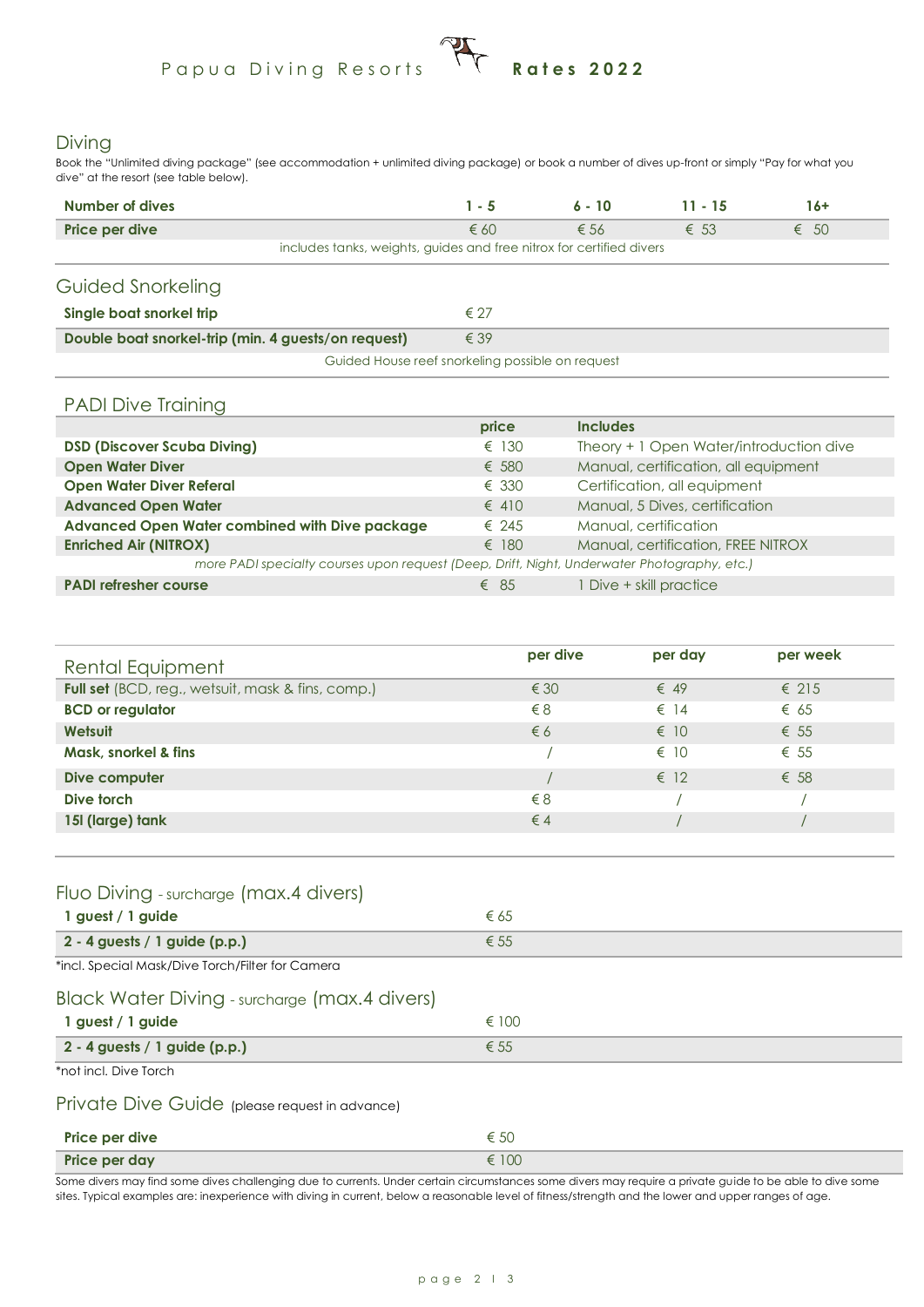Papua Diving Resorts **Rates 2022**

## Diving

Book the "Unlimited diving package" (see accommodation + unlimited diving package) or book a number of dives up-front or simply "Pay for what you dive" at the resort (see table below).

| **Number of dives** | **1 - 5** | **6 - 10** | **11 - 15** | **16+** |
|---|---|---|---|---|
| **Price per dive** | € 60 | € 56 | € 53 | € 50 |

includes tanks, weights, guides and free nitrox for certified divers

## Guided Snorkeling

| | |
|---|---|
| **Single boat snorkel trip** | € 27 |
| **Double boat snorkel-trip (min. 4 guests/on request)** | € 39 |

Guided House reef snorkeling possible on request

## PADI Dive Training

| | **price** | **Includes** |
|---|---|---|
| **DSD (Discover Scuba Diving)** | € 130 | Theory + 1 Open Water/introduction dive |
| **Open Water Diver** | € 580 | Manual, certification, all equipment |
| **Open Water Diver Referal** | € 330 | Certification, all equipment |
| **Advanced Open Water** | € 410 | Manual, 5 Dives, certification |
| **Advanced Open Water combined with Dive package** | € 245 | Manual, certification |
| **Enriched Air (NITROX)** | € 180 | Manual, certification, FREE NITROX |
| *more PADI specialty courses upon request (Deep, Drift, Night, Underwater Photography, etc.)* | | |
| **PADI refresher course** | € 85 | 1 Dive + skill practice |

## Rental Equipment

| | **per dive** | **per day** | **per week** |
|---|---|---|---|
| **Full set** (BCD, reg., wetsuit, mask & fins, comp.) | € 30 | € 49 | € 215 |
| **BCD or regulator** | € 8 | € 14 | € 65 |
| **Wetsuit** | € 6 | € 10 | € 55 |
| **Mask, snorkel & fins** | / | € 10 | € 55 |
| **Dive computer** | / | € 12 | € 58 |
| **Dive torch** | € 8 | / | / |
| **15l (large) tank** | € 4 | / | / |

## Fluo Diving - surcharge (max.4 divers)

| | |
|---|---|
| **1 guest / 1 guide** | € 65 |
| **2 - 4 guests / 1 guide (p.p.)** | € 55 |

*incl. Special Mask/Dive Torch/Filter for Camera

## Black Water Diving - surcharge (max.4 divers)

| | |
|---|---|
| **1 guest / 1 guide** | € 100 |
| **2 - 4 guests / 1 guide (p.p.)** | € 55 |

*not incl. Dive Torch

## Private Dive Guide (please request in advance)

| | |
|---|---|
| **Price per dive** | € 50 |
| **Price per day** | € 100 |

Some divers may find some dives challenging due to currents. Under certain circumstances some divers may require a private guide to be able to dive some sites. Typical examples are: inexperience with diving in current, below a reasonable level of fitness/strength and the lower and upper ranges of age.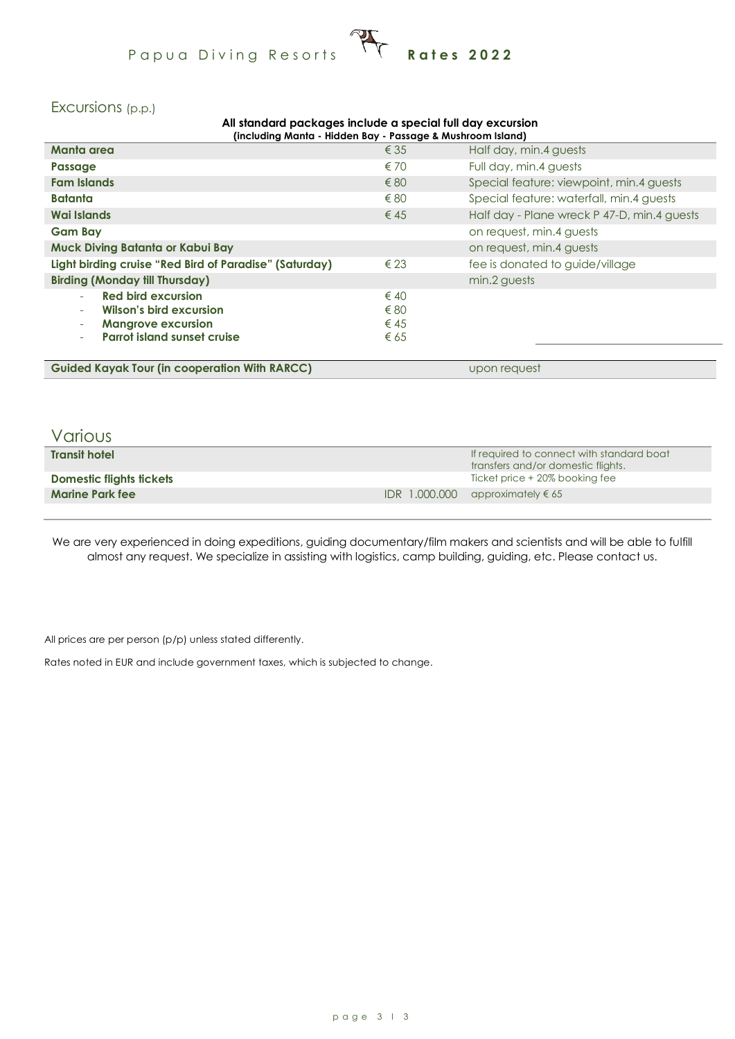## Excursions (p.p.)

**All standard packages include a special full day excursion**
**(including Manta - Hidden Bay - Passage & Mushroom Island)**

| | | |
|---|---|---|
| **Manta area** | € 35 | Half day, min.4 guests |
| **Passage** | € 70 | Full day, min.4 guests |
| **Fam Islands** | € 80 | Special feature: viewpoint, min.4 guests |
| **Batanta** | € 80 | Special feature: waterfall, min.4 guests |
| **Wai Islands** | € 45 | Half day - Plane wreck P 47-D, min.4 guests |
| **Gam Bay** | | on request, min.4 guests |
| **Muck Diving Batanta or Kabui Bay** | | on request, min.4 guests |
| **Light birding cruise "Red Bird of Paradise" (Saturday)** | € 23 | fee is donated to guide/village |
| **Birding (Monday till Thursday)** | | min.2 guests |
| - **Red bird excursion** | € 40 | |
| - **Wilson's bird excursion** | € 80 | |
| - **Mangrove excursion** | € 45 | |
| - **Parrot island sunset cruise** | € 65 | |
| **Guided Kayak Tour (in cooperation With RARCC)** | | upon request |

## Various

| | | |
|---|---|---|
| **Transit hotel** | | If required to connect with standard boat transfers and/or domestic flights. |
| **Domestic flights tickets** | | Ticket price + 20% booking fee |
| **Marine Park fee** | IDR 1.000.000 | approximately € 65 |

We are very experienced in doing expeditions, guiding documentary/film makers and scientists and will be able to fulfill almost any request. We specialize in assisting with logistics, camp building, guiding, etc. Please contact us.

All prices are per person (p/p) unless stated differently.

Rates noted in EUR and include government taxes, which is subjected to change.